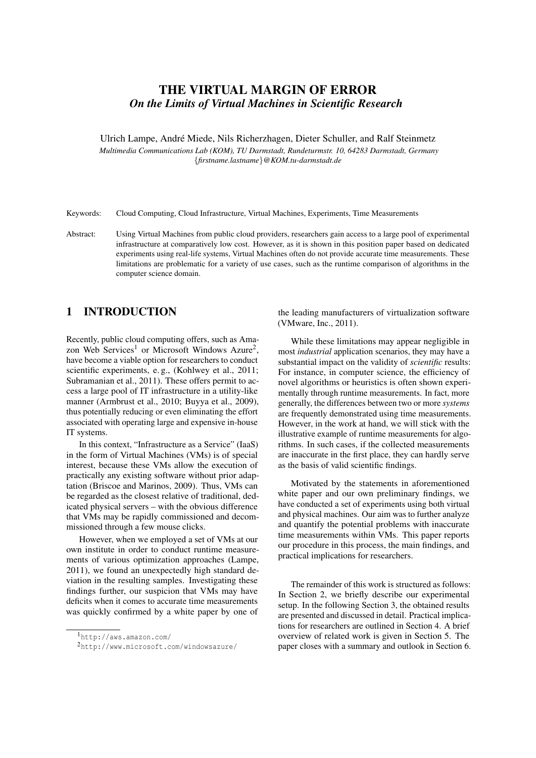# THE VIRTUAL MARGIN OF ERROR

## *On the Limits of Virtual Machines in Scientific Research*

Ulrich Lampe, André Miede, Nils Richerzhagen, Dieter Schuller, and Ralf Steinmetz

*Multimedia Communications Lab (KOM), TU Darmstadt, Rundeturmstr. 10, 64283 Darmstadt, Germany*
*{firstname.lastname}@KOM.tu-darmstadt.de*

Keywords: Cloud Computing, Cloud Infrastructure, Virtual Machines, Experiments, Time Measurements

Abstract: Using Virtual Machines from public cloud providers, researchers gain access to a large pool of experimental infrastructure at comparatively low cost. However, as it is shown in this position paper based on dedicated experiments using real-life systems, Virtual Machines often do not provide accurate time measurements. These limitations are problematic for a variety of use cases, such as the runtime comparison of algorithms in the computer science domain.

## 1 INTRODUCTION

Recently, public cloud computing offers, such as Amazon Web Services[1] or Microsoft Windows Azure[2], have become a viable option for researchers to conduct scientific experiments, e. g., (Kohlwey et al., 2011; Subramanian et al., 2011). These offers permit to access a large pool of IT infrastructure in a utility-like manner (Armbrust et al., 2010; Buyya et al., 2009), thus potentially reducing or even eliminating the effort associated with operating large and expensive in-house IT systems.

In this context, "Infrastructure as a Service" (IaaS) in the form of Virtual Machines (VMs) is of special interest, because these VMs allow the execution of practically any existing software without prior adaptation (Briscoe and Marinos, 2009). Thus, VMs can be regarded as the closest relative of traditional, dedicated physical servers – with the obvious difference that VMs may be rapidly commissioned and decommissioned through a few mouse clicks.

However, when we employed a set of VMs at our own institute in order to conduct runtime measurements of various optimization approaches (Lampe, 2011), we found an unexpectedly high standard deviation in the resulting samples. Investigating these findings further, our suspicion that VMs may have deficits when it comes to accurate time measurements was quickly confirmed by a white paper by one of the leading manufacturers of virtualization software (VMware, Inc., 2011).

While these limitations may appear negligible in most *industrial* application scenarios, they may have a substantial impact on the validity of *scientific* results: For instance, in computer science, the efficiency of novel algorithms or heuristics is often shown experimentally through runtime measurements. In fact, more generally, the differences between two or more *systems* are frequently demonstrated using time measurements. However, in the work at hand, we will stick with the illustrative example of runtime measurements for algorithms. In such cases, if the collected measurements are inaccurate in the first place, they can hardly serve as the basis of valid scientific findings.

Motivated by the statements in aforementioned white paper and our own preliminary findings, we have conducted a set of experiments using both virtual and physical machines. Our aim was to further analyze and quantify the potential problems with inaccurate time measurements within VMs. This paper reports our procedure in this process, the main findings, and practical implications for researchers.

The remainder of this work is structured as follows: In Section 2, we briefly describe our experimental setup. In the following Section 3, the obtained results are presented and discussed in detail. Practical implications for researchers are outlined in Section 4. A brief overview of related work is given in Section 5. The paper closes with a summary and outlook in Section 6.

[1] http://aws.amazon.com/

[2] http://www.microsoft.com/windowsazure/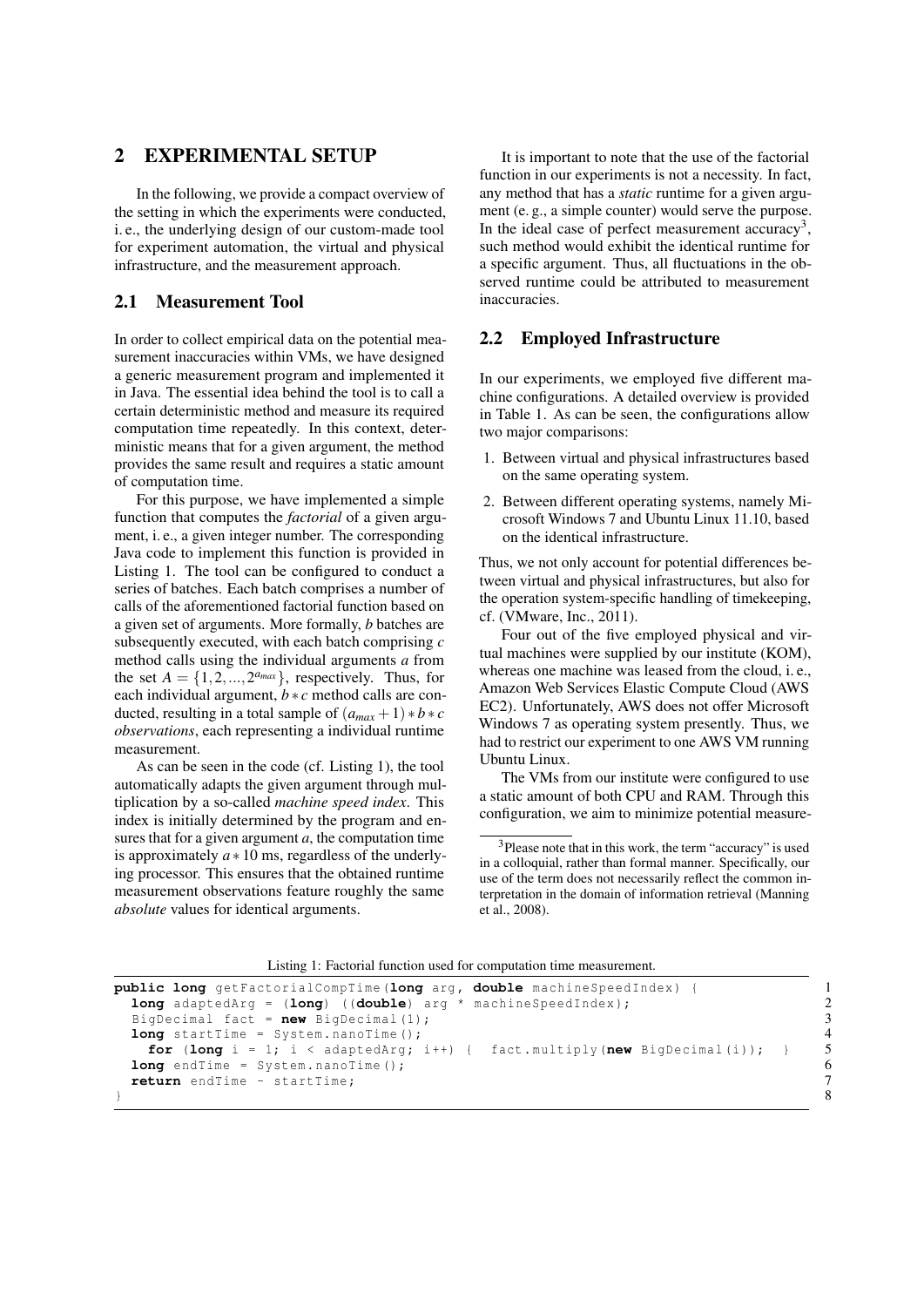## 2 EXPERIMENTAL SETUP

In the following, we provide a compact overview of the setting in which the experiments were conducted, i. e., the underlying design of our custom-made tool for experiment automation, the virtual and physical infrastructure, and the measurement approach.

### 2.1 Measurement Tool

In order to collect empirical data on the potential measurement inaccuracies within VMs, we have designed a generic measurement program and implemented it in Java. The essential idea behind the tool is to call a certain deterministic method and measure its required computation time repeatedly. In this context, deterministic means that for a given argument, the method provides the same result and requires a static amount of computation time.

For this purpose, we have implemented a simple function that computes the *factorial* of a given argument, i. e., a given integer number. The corresponding Java code to implement this function is provided in Listing 1. The tool can be configured to conduct a series of batches. Each batch comprises a number of calls of the aforementioned factorial function based on a given set of arguments. More formally, $b$ batches are subsequently executed, with each batch comprising $c$ method calls using the individual arguments $a$ from the set $A = \{1, 2, ..., 2^{a_{max}}\}$, respectively. Thus, for each individual argument, $b * c$ method calls are conducted, resulting in a total sample of $(a_{max} + 1) * b * c$ *observations*, each representing a individual runtime measurement.

As can be seen in the code (cf. Listing 1), the tool automatically adapts the given argument through multiplication by a so-called *machine speed index*. This index is initially determined by the program and ensures that for a given argument $a$, the computation time is approximately $a * 10$ ms, regardless of the underlying processor. This ensures that the obtained runtime measurement observations feature roughly the same *absolute* values for identical arguments.

It is important to note that the use of the factorial function in our experiments is not a necessity. In fact, any method that has a *static* runtime for a given argument (e. g., a simple counter) would serve the purpose. In the ideal case of perfect measurement accuracy[3], such method would exhibit the identical runtime for a specific argument. Thus, all fluctuations in the observed runtime could be attributed to measurement inaccuracies.

### 2.2 Employed Infrastructure

In our experiments, we employed five different machine configurations. A detailed overview is provided in Table 1. As can be seen, the configurations allow two major comparisons:

1. Between virtual and physical infrastructures based on the same operating system.
2. Between different operating systems, namely Microsoft Windows 7 and Ubuntu Linux 11.10, based on the identical infrastructure.

Thus, we not only account for potential differences between virtual and physical infrastructures, but also for the operation system-specific handling of timekeeping, cf. (VMware, Inc., 2011).

Four out of the five employed physical and virtual machines were supplied by our institute (KOM), whereas one machine was leased from the cloud, i. e., Amazon Web Services Elastic Compute Cloud (AWS EC2). Unfortunately, AWS does not offer Microsoft Windows 7 as operating system presently. Thus, we had to restrict our experiment to one AWS VM running Ubuntu Linux.

The VMs from our institute were configured to use a static amount of both CPU and RAM. Through this configuration, we aim to minimize potential measure-

[3] Please note that in this work, the term "accuracy" is used in a colloquial, rather than formal manner. Specifically, our use of the term does not necessarily reflect the common interpretation in the domain of information retrieval (Manning et al., 2008).

Listing 1: Factorial function used for computation time measurement.

```java
public long getFactorialCompTime(long arg, double machineSpeedIndex) {
  long adaptedArg = (long) ((double) arg * machineSpeedIndex);
  BigDecimal fact = new BigDecimal(1);
  long startTime = System.nanoTime();
    for (long i = 1; i < adaptedArg; i++) {  fact.multiply(new BigDecimal(i));  }
  long endTime = System.nanoTime();
  return endTime - startTime;
}
```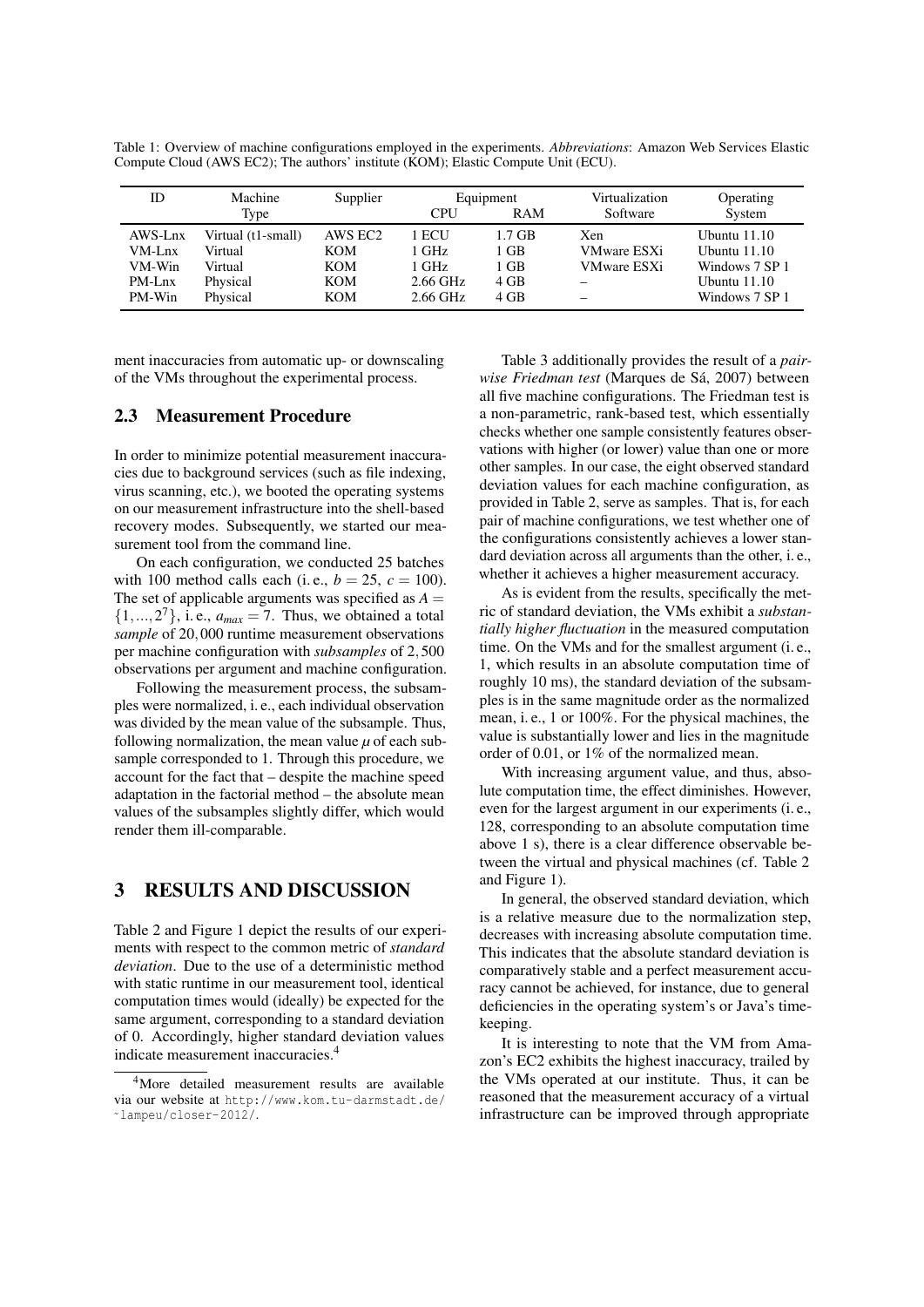Table 1: Overview of machine configurations employed in the experiments. *Abbreviations*: Amazon Web Services Elastic Compute Cloud (AWS EC2); The authors' institute (KOM); Elastic Compute Unit (ECU).

| ID | Machine Type | Supplier | Equipment | | Virtualization Software | Operating System |
|---|---|---|---|---|---|---|
| | | | CPU | RAM | | |
| AWS-Lnx | Virtual (t1-small) | AWS EC2 | 1 ECU | 1.7 GB | Xen | Ubuntu 11.10 |
| VM-Lnx | Virtual | KOM | 1 GHz | 1 GB | VMware ESXi | Ubuntu 11.10 |
| VM-Win | Virtual | KOM | 1 GHz | 1 GB | VMware ESXi | Windows 7 SP 1 |
| PM-Lnx | Physical | KOM | 2.66 GHz | 4 GB | – | Ubuntu 11.10 |
| PM-Win | Physical | KOM | 2.66 GHz | 4 GB | – | Windows 7 SP 1 |

ment inaccuracies from automatic up- or downscaling of the VMs throughout the experimental process.

## 2.3 Measurement Procedure

In order to minimize potential measurement inaccuracies due to background services (such as file indexing, virus scanning, etc.), we booted the operating systems on our measurement infrastructure into the shell-based recovery modes. Subsequently, we started our measurement tool from the command line.

On each configuration, we conducted 25 batches with 100 method calls each (i. e., $b = 25$, $c = 100$). The set of applicable arguments was specified as $A = \{1, ..., 2^7\}$, i. e., $a_{max} = 7$. Thus, we obtained a total *sample* of 20,000 runtime measurement observations per machine configuration with *subsamples* of 2,500 observations per argument and machine configuration.

Following the measurement process, the subsamples were normalized, i. e., each individual observation was divided by the mean value of the subsample. Thus, following normalization, the mean value $\mu$ of each subsample corresponded to 1. Through this procedure, we account for the fact that – despite the machine speed adaptation in the factorial method – the absolute mean values of the subsamples slightly differ, which would render them ill-comparable.

# 3 RESULTS AND DISCUSSION

Table 2 and Figure 1 depict the results of our experiments with respect to the common metric of *standard deviation*. Due to the use of a deterministic method with static runtime in our measurement tool, identical computation times would (ideally) be expected for the same argument, corresponding to a standard deviation of 0. Accordingly, higher standard deviation values indicate measurement inaccuracies.[4]

[4]More detailed measurement results are available via our website at http://www.kom.tu-darmstadt.de/~lampeu/closer-2012/.

Table 3 additionally provides the result of a *pairwise Friedman test* (Marques de Sá, 2007) between all five machine configurations. The Friedman test is a non-parametric, rank-based test, which essentially checks whether one sample consistently features observations with higher (or lower) value than one or more other samples. In our case, the eight observed standard deviation values for each machine configuration, as provided in Table 2, serve as samples. That is, for each pair of machine configurations, we test whether one of the configurations consistently achieves a lower standard deviation across all arguments than the other, i. e., whether it achieves a higher measurement accuracy.

As is evident from the results, specifically the metric of standard deviation, the VMs exhibit a *substantially higher fluctuation* in the measured computation time. On the VMs and for the smallest argument (i. e., 1, which results in an absolute computation time of roughly 10 ms), the standard deviation of the subsamples is in the same magnitude order as the normalized mean, i. e., 1 or 100%. For the physical machines, the value is substantially lower and lies in the magnitude order of 0.01, or 1% of the normalized mean.

With increasing argument value, and thus, absolute computation time, the effect diminishes. However, even for the largest argument in our experiments (i. e., 128, corresponding to an absolute computation time above 1 s), there is a clear difference observable between the virtual and physical machines (cf. Table 2 and Figure 1).

In general, the observed standard deviation, which is a relative measure due to the normalization step, decreases with increasing absolute computation time. This indicates that the absolute standard deviation is comparatively stable and a perfect measurement accuracy cannot be achieved, for instance, due to general deficiencies in the operating system's or Java's timekeeping.

It is interesting to note that the VM from Amazon's EC2 exhibits the highest inaccuracy, trailed by the VMs operated at our institute. Thus, it can be reasoned that the measurement accuracy of a virtual infrastructure can be improved through appropriate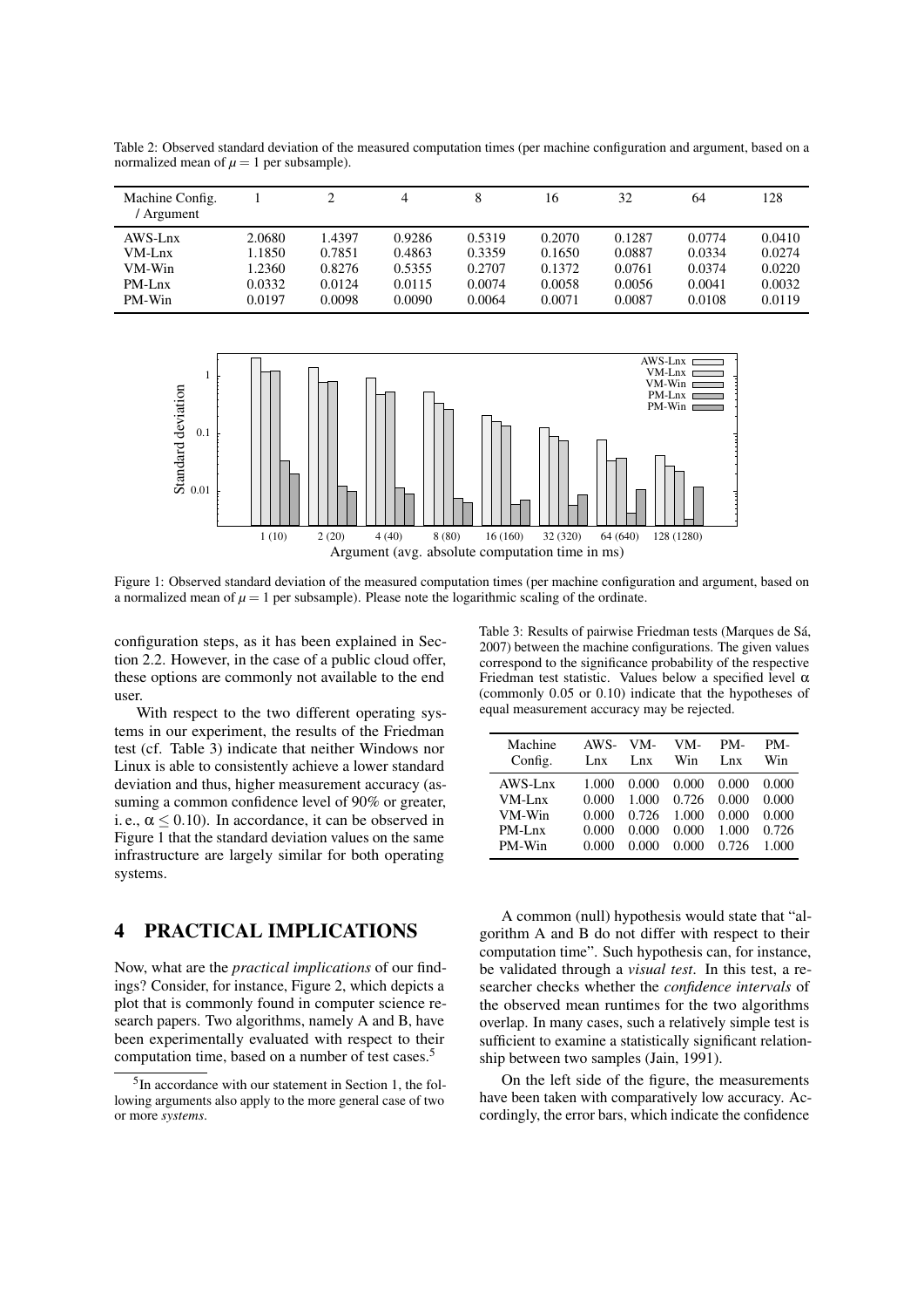Table 2: Observed standard deviation of the measured computation times (per machine configuration and argument, based on a normalized mean of $\mu = 1$ per subsample).

| Machine Config. / Argument | 1 | 2 | 4 | 8 | 16 | 32 | 64 | 128 |
|---|---|---|---|---|---|---|---|---|
| AWS-Lnx | 2.0680 | 1.4397 | 0.9286 | 0.5319 | 0.2070 | 0.1287 | 0.0774 | 0.0410 |
| VM-Lnx | 1.1850 | 0.7851 | 0.4863 | 0.3359 | 0.1650 | 0.0887 | 0.0334 | 0.0274 |
| VM-Win | 1.2360 | 0.8276 | 0.5355 | 0.2707 | 0.1372 | 0.0761 | 0.0374 | 0.0220 |
| PM-Lnx | 0.0332 | 0.0124 | 0.0115 | 0.0074 | 0.0058 | 0.0056 | 0.0041 | 0.0032 |
| PM-Win | 0.0197 | 0.0098 | 0.0090 | 0.0064 | 0.0071 | 0.0087 | 0.0108 | 0.0119 |

Figure 1: Observed standard deviation of the measured computation times (per machine configuration and argument, based on a normalized mean of $\mu = 1$ per subsample). Please note the logarithmic scaling of the ordinate.

configuration steps, as it has been explained in Section 2.2. However, in the case of a public cloud offer, these options are commonly not available to the end user.

With respect to the two different operating systems in our experiment, the results of the Friedman test (cf. Table 3) indicate that neither Windows nor Linux is able to consistently achieve a lower standard deviation and thus, higher measurement accuracy (assuming a common confidence level of 90% or greater, i. e., $\alpha \leq 0.10$). In accordance, it can be observed in Figure 1 that the standard deviation values on the same infrastructure are largely similar for both operating systems.

Table 3: Results of pairwise Friedman tests (Marques de Sá, 2007) between the machine configurations. The given values correspond to the significance probability of the respective Friedman test statistic. Values below a specified level $\alpha$ (commonly 0.05 or 0.10) indicate that the hypotheses of equal measurement accuracy may be rejected.

| Machine Config. | AWS-Lnx | VM-Lnx | VM-Win | PM-Lnx | PM-Win |
|---|---|---|---|---|---|
| AWS-Lnx | 1.000 | 0.000 | 0.000 | 0.000 | 0.000 |
| VM-Lnx | 0.000 | 1.000 | 0.726 | 0.000 | 0.000 |
| VM-Win | 0.000 | 0.726 | 1.000 | 0.000 | 0.000 |
| PM-Lnx | 0.000 | 0.000 | 0.000 | 1.000 | 0.726 |
| PM-Win | 0.000 | 0.000 | 0.000 | 0.726 | 1.000 |

## 4 PRACTICAL IMPLICATIONS

Now, what are the *practical implications* of our findings? Consider, for instance, Figure 2, which depicts a plot that is commonly found in computer science research papers. Two algorithms, namely A and B, have been experimentally evaluated with respect to their computation time, based on a number of test cases.[5]

A common (null) hypothesis would state that "algorithm A and B do not differ with respect to their computation time". Such hypothesis can, for instance, be validated through a *visual test*. In this test, a researcher checks whether the *confidence intervals* of the observed mean runtimes for the two algorithms overlap. In many cases, such a relatively simple test is sufficient to examine a statistically significant relationship between two samples (Jain, 1991).

On the left side of the figure, the measurements have been taken with comparatively low accuracy. Accordingly, the error bars, which indicate the confidence

[5] In accordance with our statement in Section 1, the following arguments also apply to the more general case of two or more *systems*.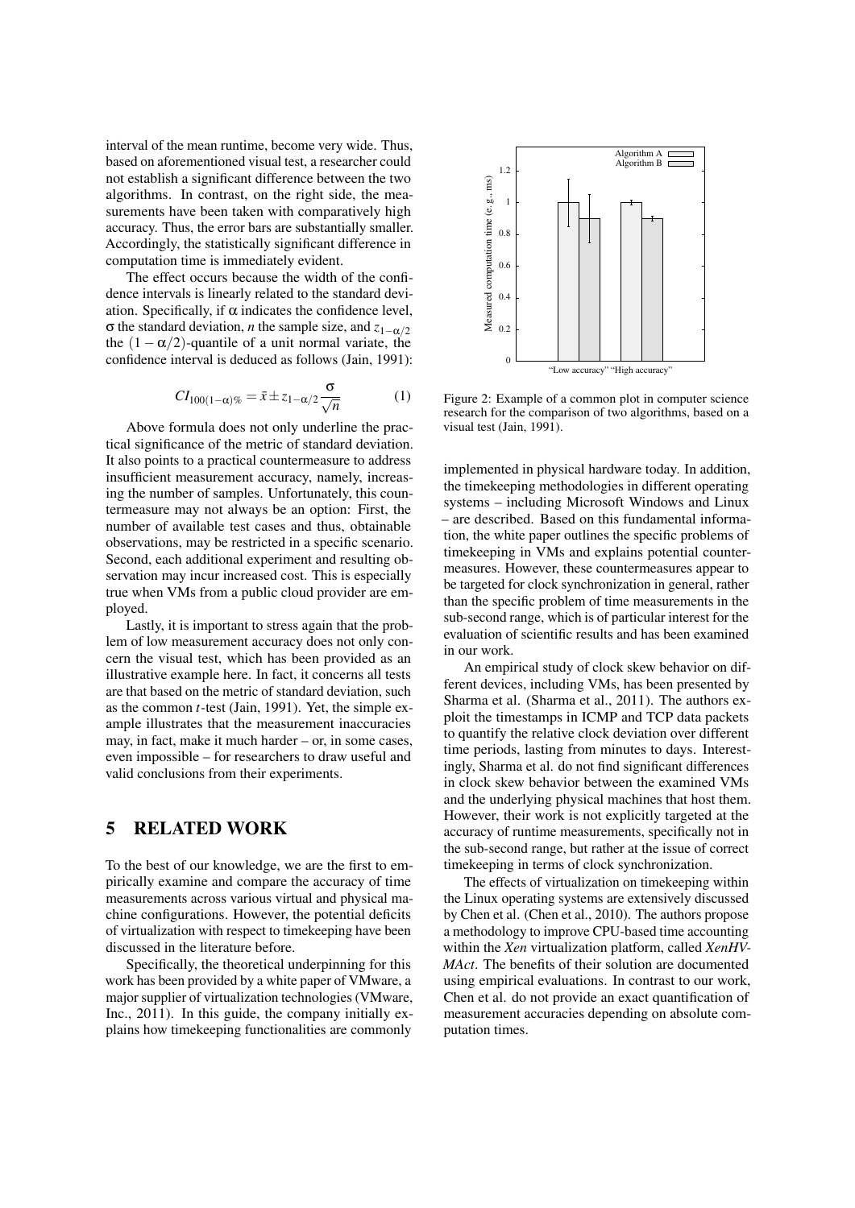interval of the mean runtime, become very wide. Thus, based on aforementioned visual test, a researcher could not establish a significant difference between the two algorithms. In contrast, on the right side, the measurements have been taken with comparatively high accuracy. Thus, the error bars are substantially smaller. Accordingly, the statistically significant difference in computation time is immediately evident.

The effect occurs because the width of the confidence intervals is linearly related to the standard deviation. Specifically, if $\alpha$ indicates the confidence level, $\sigma$ the standard deviation, $n$ the sample size, and $z_{1-\alpha/2}$ the $(1-\alpha/2)$-quantile of a unit normal variate, the confidence interval is deduced as follows (Jain, 1991):

$$CI_{100(1-\alpha)\%} = \bar{x} \pm z_{1-\alpha/2} \frac{\sigma}{\sqrt{n}} \tag{1}$$

Above formula does not only underline the practical significance of the metric of standard deviation. It also points to a practical countermeasure to address insufficient measurement accuracy, namely, increasing the number of samples. Unfortunately, this countermeasure may not always be an option: First, the number of available test cases and thus, obtainable observations, may be restricted in a specific scenario. Second, each additional experiment and resulting observation may incur increased cost. This is especially true when VMs from a public cloud provider are employed.

Lastly, it is important to stress again that the problem of low measurement accuracy does not only concern the visual test, which has been provided as an illustrative example here. In fact, it concerns all tests are that based on the metric of standard deviation, such as the common $t$-test (Jain, 1991). Yet, the simple example illustrates that the measurement inaccuracies may, in fact, make it much harder – or, in some cases, even impossible – for researchers to draw useful and valid conclusions from their experiments.

Figure 2: Example of a common plot in computer science research for the comparison of two algorithms, based on a visual test (Jain, 1991).

## 5 RELATED WORK

To the best of our knowledge, we are the first to empirically examine and compare the accuracy of time measurements across various virtual and physical machine configurations. However, the potential deficits of virtualization with respect to timekeeping have been discussed in the literature before.

Specifically, the theoretical underpinning for this work has been provided by a white paper of VMware, a major supplier of virtualization technologies (VMware, Inc., 2011). In this guide, the company initially explains how timekeeping functionalities are commonly implemented in physical hardware today. In addition, the timekeeping methodologies in different operating systems – including Microsoft Windows and Linux – are described. Based on this fundamental information, the white paper outlines the specific problems of timekeeping in VMs and explains potential countermeasures. However, these countermeasures appear to be targeted for clock synchronization in general, rather than the specific problem of time measurements in the sub-second range, which is of particular interest for the evaluation of scientific results and has been examined in our work.

An empirical study of clock skew behavior on different devices, including VMs, has been presented by Sharma et al. (Sharma et al., 2011). The authors exploit the timestamps in ICMP and TCP data packets to quantify the relative clock deviation over different time periods, lasting from minutes to days. Interestingly, Sharma et al. do not find significant differences in clock skew behavior between the examined VMs and the underlying physical machines that host them. However, their work is not explicitly targeted at the accuracy of runtime measurements, specifically not in the sub-second range, but rather at the issue of correct timekeeping in terms of clock synchronization.

The effects of virtualization on timekeeping within the Linux operating systems are extensively discussed by Chen et al. (Chen et al., 2010). The authors propose a methodology to improve CPU-based time accounting within the *Xen* virtualization platform, called *XenHVMAct*. The benefits of their solution are documented using empirical evaluations. In contrast to our work, Chen et al. do not provide an exact quantification of measurement accuracies depending on absolute computation times.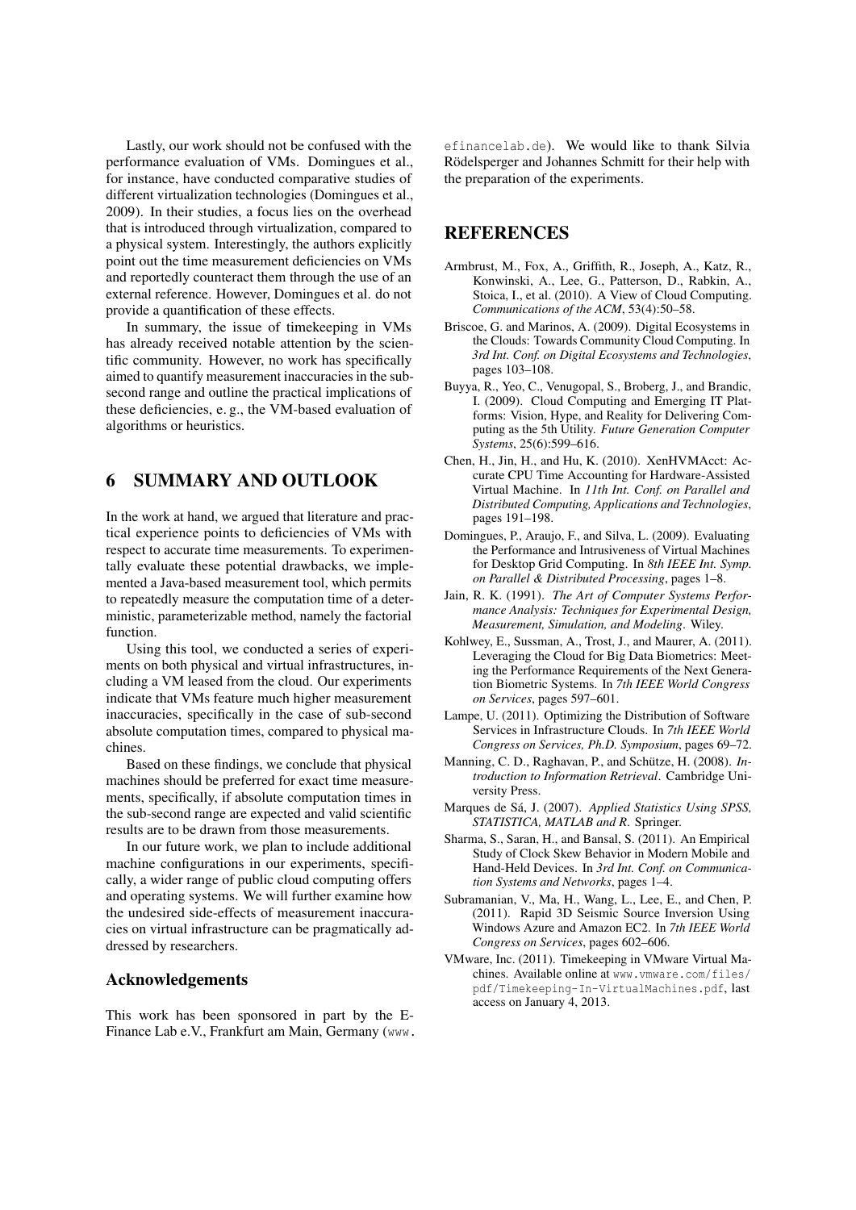Lastly, our work should not be confused with the performance evaluation of VMs. Domingues et al., for instance, have conducted comparative studies of different virtualization technologies (Domingues et al., 2009). In their studies, a focus lies on the overhead that is introduced through virtualization, compared to a physical system. Interestingly, the authors explicitly point out the time measurement deficiencies on VMs and reportedly counteract them through the use of an external reference. However, Domingues et al. do not provide a quantification of these effects.

In summary, the issue of timekeeping in VMs has already received notable attention by the scientific community. However, no work has specifically aimed to quantify measurement inaccuracies in the subsecond range and outline the practical implications of these deficiencies, e. g., the VM-based evaluation of algorithms or heuristics.

## 6 SUMMARY AND OUTLOOK

In the work at hand, we argued that literature and practical experience points to deficiencies of VMs with respect to accurate time measurements. To experimentally evaluate these potential drawbacks, we implemented a Java-based measurement tool, which permits to repeatedly measure the computation time of a deterministic, parameterizable method, namely the factorial function.

Using this tool, we conducted a series of experiments on both physical and virtual infrastructures, including a VM leased from the cloud. Our experiments indicate that VMs feature much higher measurement inaccuracies, specifically in the case of sub-second absolute computation times, compared to physical machines.

Based on these findings, we conclude that physical machines should be preferred for exact time measurements, specifically, if absolute computation times in the sub-second range are expected and valid scientific results are to be drawn from those measurements.

In our future work, we plan to include additional machine configurations in our experiments, specifically, a wider range of public cloud computing offers and operating systems. We will further examine how the undesired side-effects of measurement inaccuracies on virtual infrastructure can be pragmatically addressed by researchers.

### Acknowledgements

This work has been sponsored in part by the E-Finance Lab e.V., Frankfurt am Main, Germany (www.efinancelab.de). We would like to thank Silvia Rödelsperger and Johannes Schmitt for their help with the preparation of the experiments.

## REFERENCES

Armbrust, M., Fox, A., Griffith, R., Joseph, A., Katz, R., Konwinski, A., Lee, G., Patterson, D., Rabkin, A., Stoica, I., et al. (2010). A View of Cloud Computing. *Communications of the ACM*, 53(4):50–58.

Briscoe, G. and Marinos, A. (2009). Digital Ecosystems in the Clouds: Towards Community Cloud Computing. In *3rd Int. Conf. on Digital Ecosystems and Technologies*, pages 103–108.

Buyya, R., Yeo, C., Venugopal, S., Broberg, J., and Brandic, I. (2009). Cloud Computing and Emerging IT Platforms: Vision, Hype, and Reality for Delivering Computing as the 5th Utility. *Future Generation Computer Systems*, 25(6):599–616.

Chen, H., Jin, H., and Hu, K. (2010). XenHVMAcct: Accurate CPU Time Accounting for Hardware-Assisted Virtual Machine. In *11th Int. Conf. on Parallel and Distributed Computing, Applications and Technologies*, pages 191–198.

Domingues, P., Araujo, F., and Silva, L. (2009). Evaluating the Performance and Intrusiveness of Virtual Machines for Desktop Grid Computing. In *8th IEEE Int. Symp. on Parallel & Distributed Processing*, pages 1–8.

Jain, R. K. (1991). *The Art of Computer Systems Performance Analysis: Techniques for Experimental Design, Measurement, Simulation, and Modeling*. Wiley.

Kohlwey, E., Sussman, A., Trost, J., and Maurer, A. (2011). Leveraging the Cloud for Big Data Biometrics: Meeting the Performance Requirements of the Next Generation Biometric Systems. In *7th IEEE World Congress on Services*, pages 597–601.

Lampe, U. (2011). Optimizing the Distribution of Software Services in Infrastructure Clouds. In *7th IEEE World Congress on Services, Ph.D. Symposium*, pages 69–72.

Manning, C. D., Raghavan, P., and Schütze, H. (2008). *Introduction to Information Retrieval*. Cambridge University Press.

Marques de Sá, J. (2007). *Applied Statistics Using SPSS, STATISTICA, MATLAB and R*. Springer.

Sharma, S., Saran, H., and Bansal, S. (2011). An Empirical Study of Clock Skew Behavior in Modern Mobile and Hand-Held Devices. In *3rd Int. Conf. on Communication Systems and Networks*, pages 1–4.

Subramanian, V., Ma, H., Wang, L., Lee, E., and Chen, P. (2011). Rapid 3D Seismic Source Inversion Using Windows Azure and Amazon EC2. In *7th IEEE World Congress on Services*, pages 602–606.

VMware, Inc. (2011). Timekeeping in VMware Virtual Machines. Available online at www.vmware.com/files/pdf/Timekeeping-In-VirtualMachines.pdf, last access on January 4, 2013.